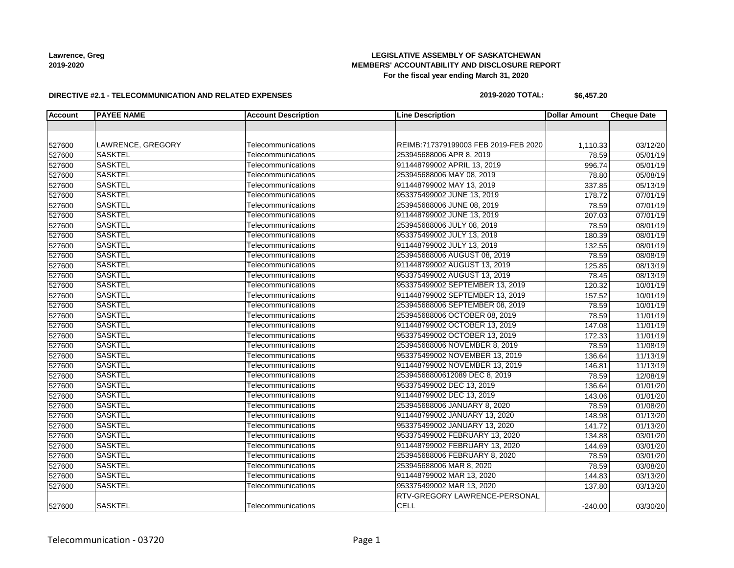**Lawrence, Greg**
**2019-2020**

**LEGISLATIVE ASSEMBLY OF SASKATCHEWAN**
**MEMBERS' ACCOUNTABILITY AND DISCLOSURE REPORT**
**For the fiscal year ending March 31, 2020**

**DIRECTIVE #2.1 - TELECOMMUNICATION AND RELATED EXPENSES**

**2019-2020 TOTAL: $6,457.20**

| Account | PAYEE NAME | Account Description | Line Description | Dollar Amount | Cheque Date |
|---|---|---|---|---|---|
| | | | | | |
| 527600 | LAWRENCE, GREGORY | Telecommunications | REIMB:717379199003 FEB 2019-FEB 2020 | 1,110.33 | 03/12/20 |
| 527600 | SASKTEL | Telecommunications | 253945688006 APR 8, 2019 | 78.59 | 05/01/19 |
| 527600 | SASKTEL | Telecommunications | 911448799002 APRIL 13, 2019 | 996.74 | 05/01/19 |
| 527600 | SASKTEL | Telecommunications | 253945688006 MAY 08, 2019 | 78.80 | 05/08/19 |
| 527600 | SASKTEL | Telecommunications | 911448799002 MAY 13, 2019 | 337.85 | 05/13/19 |
| 527600 | SASKTEL | Telecommunications | 953375499002 JUNE 13, 2019 | 178.72 | 07/01/19 |
| 527600 | SASKTEL | Telecommunications | 253945688006 JUNE 08, 2019 | 78.59 | 07/01/19 |
| 527600 | SASKTEL | Telecommunications | 911448799002 JUNE 13, 2019 | 207.03 | 07/01/19 |
| 527600 | SASKTEL | Telecommunications | 253945688006 JULY 08, 2019 | 78.59 | 08/01/19 |
| 527600 | SASKTEL | Telecommunications | 953375499002 JULY 13, 2019 | 180.39 | 08/01/19 |
| 527600 | SASKTEL | Telecommunications | 911448799002 JULY 13, 2019 | 132.55 | 08/01/19 |
| 527600 | SASKTEL | Telecommunications | 253945688006 AUGUST 08, 2019 | 78.59 | 08/08/19 |
| 527600 | SASKTEL | Telecommunications | 911448799002 AUGUST 13, 2019 | 125.85 | 08/13/19 |
| 527600 | SASKTEL | Telecommunications | 953375499002 AUGUST 13, 2019 | 78.45 | 08/13/19 |
| 527600 | SASKTEL | Telecommunications | 953375499002 SEPTEMBER 13, 2019 | 120.32 | 10/01/19 |
| 527600 | SASKTEL | Telecommunications | 911448799002 SEPTEMBER 13, 2019 | 157.52 | 10/01/19 |
| 527600 | SASKTEL | Telecommunications | 253945688006 SEPTEMBER 08, 2019 | 78.59 | 10/01/19 |
| 527600 | SASKTEL | Telecommunications | 253945688006 OCTOBER 08, 2019 | 78.59 | 11/01/19 |
| 527600 | SASKTEL | Telecommunications | 911448799002 OCTOBER 13, 2019 | 147.08 | 11/01/19 |
| 527600 | SASKTEL | Telecommunications | 953375499002 OCTOBER 13, 2019 | 172.33 | 11/01/19 |
| 527600 | SASKTEL | Telecommunications | 253945688006 NOVEMBER 8, 2019 | 78.59 | 11/08/19 |
| 527600 | SASKTEL | Telecommunications | 953375499002 NOVEMBER 13, 2019 | 136.64 | 11/13/19 |
| 527600 | SASKTEL | Telecommunications | 911448799002 NOVEMBER 13, 2019 | 146.81 | 11/13/19 |
| 527600 | SASKTEL | Telecommunications | 25394568800612089 DEC 8, 2019 | 78.59 | 12/08/19 |
| 527600 | SASKTEL | Telecommunications | 953375499002 DEC 13, 2019 | 136.64 | 01/01/20 |
| 527600 | SASKTEL | Telecommunications | 911448799002 DEC 13, 2019 | 143.06 | 01/01/20 |
| 527600 | SASKTEL | Telecommunications | 253945688006 JANUARY 8, 2020 | 78.59 | 01/08/20 |
| 527600 | SASKTEL | Telecommunications | 911448799002 JANUARY 13, 2020 | 148.98 | 01/13/20 |
| 527600 | SASKTEL | Telecommunications | 953375499002 JANUARY 13, 2020 | 141.72 | 01/13/20 |
| 527600 | SASKTEL | Telecommunications | 953375499002 FEBRUARY 13, 2020 | 134.88 | 03/01/20 |
| 527600 | SASKTEL | Telecommunications | 911448799002 FEBRUARY 13, 2020 | 144.69 | 03/01/20 |
| 527600 | SASKTEL | Telecommunications | 253945688006 FEBRUARY 8, 2020 | 78.59 | 03/01/20 |
| 527600 | SASKTEL | Telecommunications | 253945688006 MAR 8, 2020 | 78.59 | 03/08/20 |
| 527600 | SASKTEL | Telecommunications | 911448799002 MAR 13, 2020 | 144.83 | 03/13/20 |
| 527600 | SASKTEL | Telecommunications | 953375499002 MAR 13, 2020 | 137.80 | 03/13/20 |
| 527600 | SASKTEL | Telecommunications | RTV-GREGORY LAWRENCE-PERSONAL CELL | -240.00 | 03/30/20 |

Telecommunication - 03720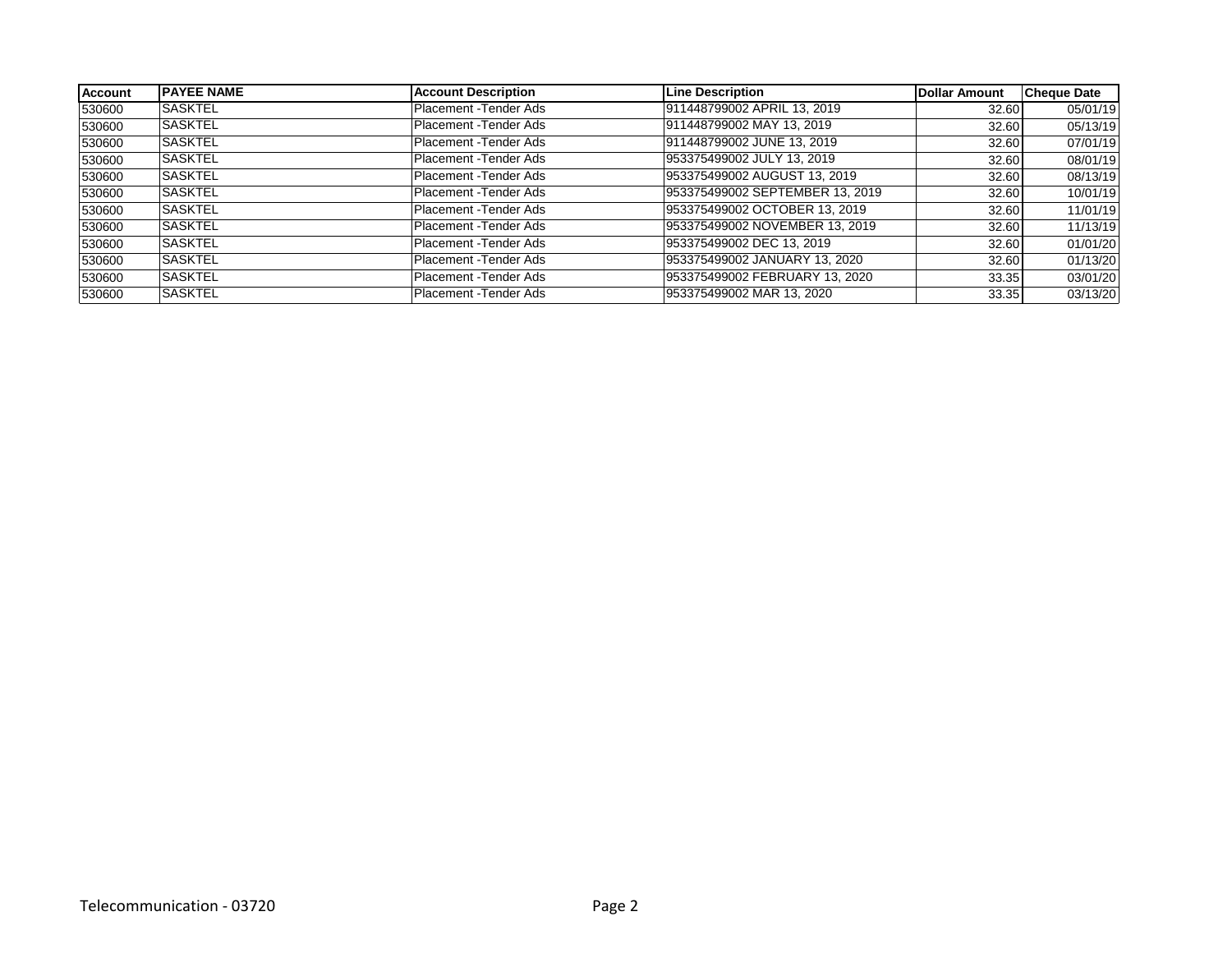| Account | PAYEE NAME | Account Description | Line Description | Dollar Amount | Cheque Date |
|---|---|---|---|---|---|
| 530600 | SASKTEL | Placement -Tender Ads | 911448799002 APRIL 13, 2019 | 32.60 | 05/01/19 |
| 530600 | SASKTEL | Placement -Tender Ads | 911448799002 MAY 13, 2019 | 32.60 | 05/13/19 |
| 530600 | SASKTEL | Placement -Tender Ads | 911448799002 JUNE 13, 2019 | 32.60 | 07/01/19 |
| 530600 | SASKTEL | Placement -Tender Ads | 953375499002 JULY 13, 2019 | 32.60 | 08/01/19 |
| 530600 | SASKTEL | Placement -Tender Ads | 953375499002 AUGUST 13, 2019 | 32.60 | 08/13/19 |
| 530600 | SASKTEL | Placement -Tender Ads | 953375499002 SEPTEMBER 13, 2019 | 32.60 | 10/01/19 |
| 530600 | SASKTEL | Placement -Tender Ads | 953375499002 OCTOBER 13, 2019 | 32.60 | 11/01/19 |
| 530600 | SASKTEL | Placement -Tender Ads | 953375499002 NOVEMBER 13, 2019 | 32.60 | 11/13/19 |
| 530600 | SASKTEL | Placement -Tender Ads | 953375499002 DEC 13, 2019 | 32.60 | 01/01/20 |
| 530600 | SASKTEL | Placement -Tender Ads | 953375499002 JANUARY 13, 2020 | 32.60 | 01/13/20 |
| 530600 | SASKTEL | Placement -Tender Ads | 953375499002 FEBRUARY 13, 2020 | 33.35 | 03/01/20 |
| 530600 | SASKTEL | Placement -Tender Ads | 953375499002 MAR 13, 2020 | 33.35 | 03/13/20 |

Telecommunication - 03720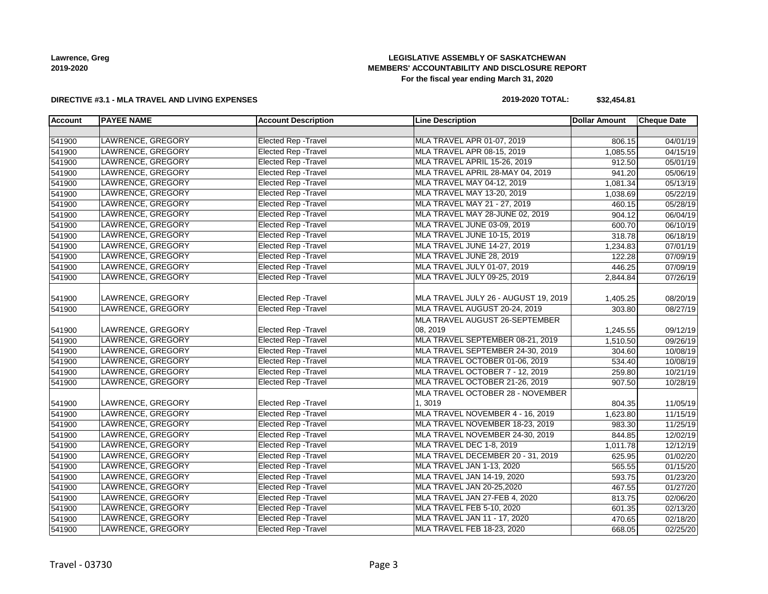**Lawrence, Greg**
**2019-2020**

**LEGISLATIVE ASSEMBLY OF SASKATCHEWAN**
**MEMBERS' ACCOUNTABILITY AND DISCLOSURE REPORT**
**For the fiscal year ending March 31, 2020**

**DIRECTIVE #3.1 - MLA TRAVEL AND LIVING EXPENSES**

**2019-2020 TOTAL: $32,454.81**

| Account | PAYEE NAME | Account Description | Line Description | Dollar Amount | Cheque Date |
|---|---|---|---|---|---|
| | | | | | |
| 541900 | LAWRENCE, GREGORY | Elected Rep -Travel | MLA TRAVEL APR 01-07, 2019 | 806.15 | 04/01/19 |
| 541900 | LAWRENCE, GREGORY | Elected Rep -Travel | MLA TRAVEL APR 08-15, 2019 | 1,085.55 | 04/15/19 |
| 541900 | LAWRENCE, GREGORY | Elected Rep -Travel | MLA TRAVEL APRIL 15-26, 2019 | 912.50 | 05/01/19 |
| 541900 | LAWRENCE, GREGORY | Elected Rep -Travel | MLA TRAVEL APRIL 28-MAY 04, 2019 | 941.20 | 05/06/19 |
| 541900 | LAWRENCE, GREGORY | Elected Rep -Travel | MLA TRAVEL MAY 04-12, 2019 | 1,081.34 | 05/13/19 |
| 541900 | LAWRENCE, GREGORY | Elected Rep -Travel | MLA TRAVEL MAY 13-20, 2019 | 1,038.69 | 05/22/19 |
| 541900 | LAWRENCE, GREGORY | Elected Rep -Travel | MLA TRAVEL MAY 21 - 27, 2019 | 460.15 | 05/28/19 |
| 541900 | LAWRENCE, GREGORY | Elected Rep -Travel | MLA TRAVEL MAY 28-JUNE 02, 2019 | 904.12 | 06/04/19 |
| 541900 | LAWRENCE, GREGORY | Elected Rep -Travel | MLA TRAVEL JUNE 03-09, 2019 | 600.70 | 06/10/19 |
| 541900 | LAWRENCE, GREGORY | Elected Rep -Travel | MLA TRAVEL JUNE 10-15, 2019 | 318.78 | 06/18/19 |
| 541900 | LAWRENCE, GREGORY | Elected Rep -Travel | MLA TRAVEL JUNE 14-27, 2019 | 1,234.83 | 07/01/19 |
| 541900 | LAWRENCE, GREGORY | Elected Rep -Travel | MLA TRAVEL JUNE 28, 2019 | 122.28 | 07/09/19 |
| 541900 | LAWRENCE, GREGORY | Elected Rep -Travel | MLA TRAVEL JULY 01-07, 2019 | 446.25 | 07/09/19 |
| 541900 | LAWRENCE, GREGORY | Elected Rep -Travel | MLA TRAVEL JULY 09-25, 2019 | 2,844.84 | 07/26/19 |
| 541900 | LAWRENCE, GREGORY | Elected Rep -Travel | MLA TRAVEL JULY 26 - AUGUST 19, 2019 | 1,405.25 | 08/20/19 |
| 541900 | LAWRENCE, GREGORY | Elected Rep -Travel | MLA TRAVEL AUGUST 20-24, 2019 | 303.80 | 08/27/19 |
| 541900 | LAWRENCE, GREGORY | Elected Rep -Travel | MLA TRAVEL AUGUST 26-SEPTEMBER 08, 2019 | 1,245.55 | 09/12/19 |
| 541900 | LAWRENCE, GREGORY | Elected Rep -Travel | MLA TRAVEL SEPTEMBER 08-21, 2019 | 1,510.50 | 09/26/19 |
| 541900 | LAWRENCE, GREGORY | Elected Rep -Travel | MLA TRAVEL SEPTEMBER 24-30, 2019 | 304.60 | 10/08/19 |
| 541900 | LAWRENCE, GREGORY | Elected Rep -Travel | MLA TRAVEL OCTOBER 01-06, 2019 | 534.40 | 10/08/19 |
| 541900 | LAWRENCE, GREGORY | Elected Rep -Travel | MLA TRAVEL OCTOBER 7 - 12, 2019 | 259.80 | 10/21/19 |
| 541900 | LAWRENCE, GREGORY | Elected Rep -Travel | MLA TRAVEL OCTOBER 21-26, 2019 | 907.50 | 10/28/19 |
| 541900 | LAWRENCE, GREGORY | Elected Rep -Travel | MLA TRAVEL OCTOBER 28 - NOVEMBER 1, 3019 | 804.35 | 11/05/19 |
| 541900 | LAWRENCE, GREGORY | Elected Rep -Travel | MLA TRAVEL NOVEMBER 4 - 16, 2019 | 1,623.80 | 11/15/19 |
| 541900 | LAWRENCE, GREGORY | Elected Rep -Travel | MLA TRAVEL NOVEMBER 18-23, 2019 | 983.30 | 11/25/19 |
| 541900 | LAWRENCE, GREGORY | Elected Rep -Travel | MLA TRAVEL NOVEMBER 24-30, 2019 | 844.85 | 12/02/19 |
| 541900 | LAWRENCE, GREGORY | Elected Rep -Travel | MLA TRAVEL DEC 1-8, 2019 | 1,011.78 | 12/12/19 |
| 541900 | LAWRENCE, GREGORY | Elected Rep -Travel | MLA TRAVEL DECEMBER 20 - 31, 2019 | 625.95 | 01/02/20 |
| 541900 | LAWRENCE, GREGORY | Elected Rep -Travel | MLA TRAVEL JAN 1-13, 2020 | 565.55 | 01/15/20 |
| 541900 | LAWRENCE, GREGORY | Elected Rep -Travel | MLA TRAVEL JAN 14-19, 2020 | 593.75 | 01/23/20 |
| 541900 | LAWRENCE, GREGORY | Elected Rep -Travel | MLA TRAVEL JAN 20-25,2020 | 467.55 | 01/27/20 |
| 541900 | LAWRENCE, GREGORY | Elected Rep -Travel | MLA TRAVEL JAN 27-FEB 4, 2020 | 813.75 | 02/06/20 |
| 541900 | LAWRENCE, GREGORY | Elected Rep -Travel | MLA TRAVEL FEB 5-10, 2020 | 601.35 | 02/13/20 |
| 541900 | LAWRENCE, GREGORY | Elected Rep -Travel | MLA TRAVEL JAN 11 - 17, 2020 | 470.65 | 02/18/20 |
| 541900 | LAWRENCE, GREGORY | Elected Rep -Travel | MLA TRAVEL FEB 18-23, 2020 | 668.05 | 02/25/20 |

Travel - 03730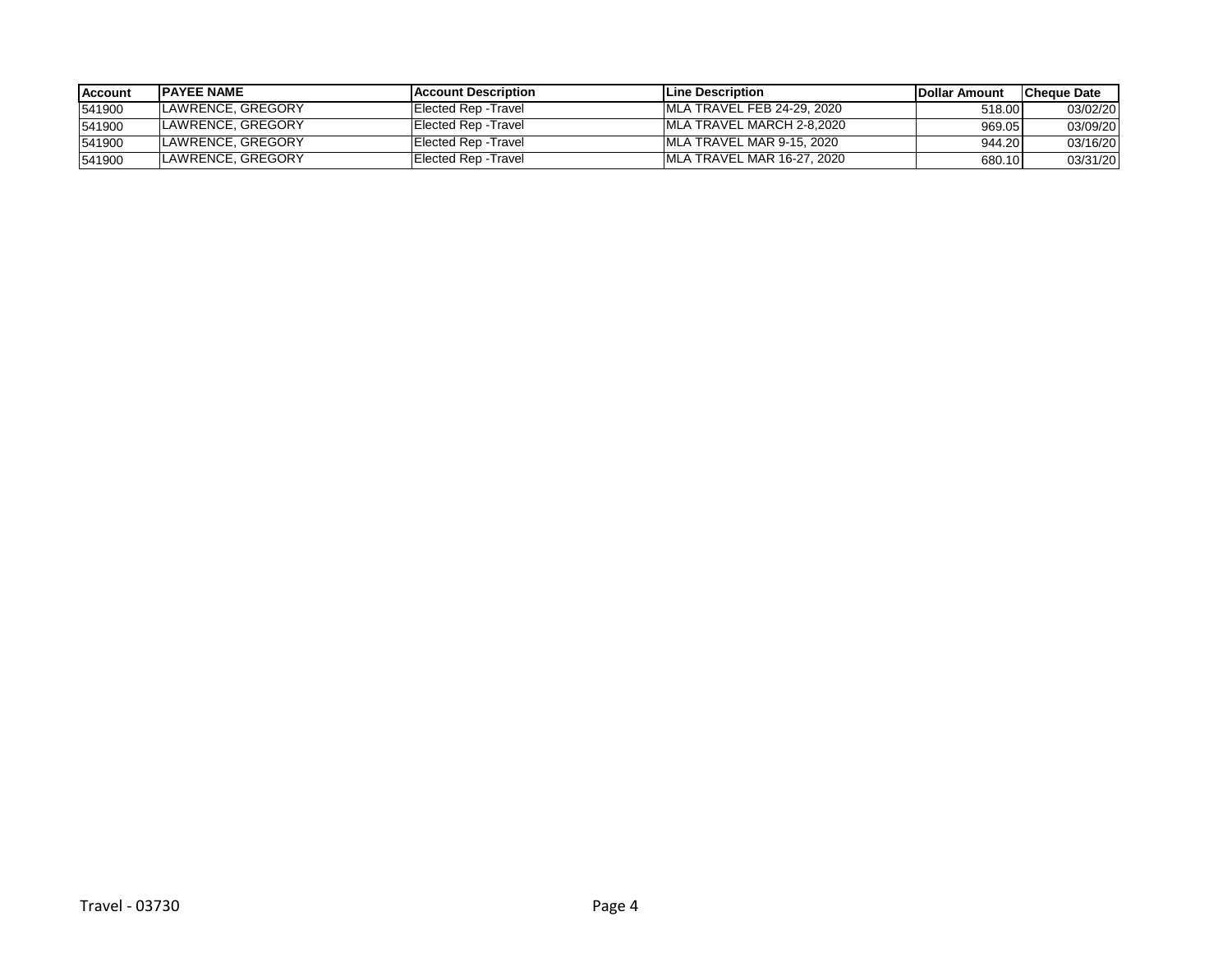| Account | PAYEE NAME | Account Description | Line Description | Dollar Amount | Cheque Date |
|---|---|---|---|---|---|
| 541900 | LAWRENCE, GREGORY | Elected Rep -Travel | MLA TRAVEL FEB 24-29, 2020 | 518.00 | 03/02/20 |
| 541900 | LAWRENCE, GREGORY | Elected Rep -Travel | MLA TRAVEL MARCH 2-8,2020 | 969.05 | 03/09/20 |
| 541900 | LAWRENCE, GREGORY | Elected Rep -Travel | MLA TRAVEL MAR 9-15, 2020 | 944.20 | 03/16/20 |
| 541900 | LAWRENCE, GREGORY | Elected Rep -Travel | MLA TRAVEL MAR 16-27, 2020 | 680.10 | 03/31/20 |

Travel - 03730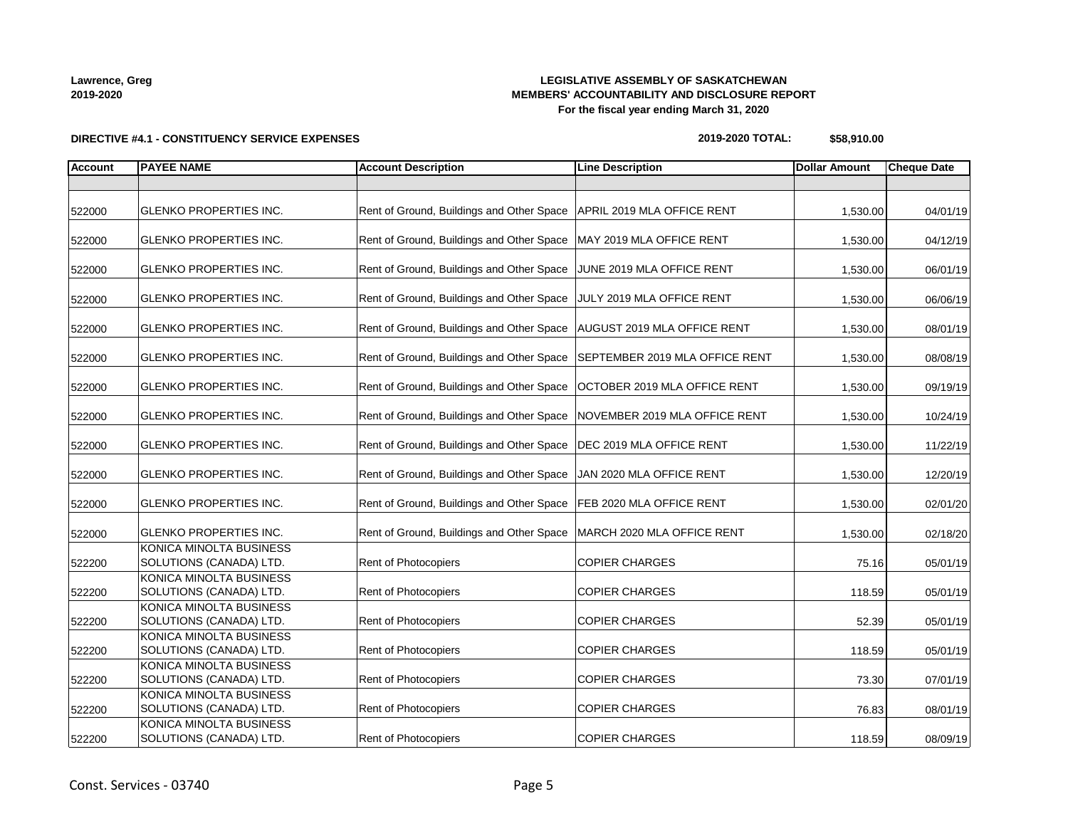**Lawrence, Greg**
**2019-2020**

**LEGISLATIVE ASSEMBLY OF SASKATCHEWAN**
**MEMBERS' ACCOUNTABILITY AND DISCLOSURE REPORT**
**For the fiscal year ending March 31, 2020**

**DIRECTIVE #4.1 - CONSTITUENCY SERVICE EXPENSES**

**2019-2020 TOTAL: $58,910.00**

| Account | PAYEE NAME | Account Description | Line Description | Dollar Amount | Cheque Date |
|---|---|---|---|---|---|
| | | | | | |
| 522000 | GLENKO PROPERTIES INC. | Rent of Ground, Buildings and Other Space | APRIL 2019 MLA OFFICE RENT | 1,530.00 | 04/01/19 |
| 522000 | GLENKO PROPERTIES INC. | Rent of Ground, Buildings and Other Space | MAY 2019 MLA OFFICE RENT | 1,530.00 | 04/12/19 |
| 522000 | GLENKO PROPERTIES INC. | Rent of Ground, Buildings and Other Space | JUNE 2019 MLA OFFICE RENT | 1,530.00 | 06/01/19 |
| 522000 | GLENKO PROPERTIES INC. | Rent of Ground, Buildings and Other Space | JULY 2019 MLA OFFICE RENT | 1,530.00 | 06/06/19 |
| 522000 | GLENKO PROPERTIES INC. | Rent of Ground, Buildings and Other Space | AUGUST 2019 MLA OFFICE RENT | 1,530.00 | 08/01/19 |
| 522000 | GLENKO PROPERTIES INC. | Rent of Ground, Buildings and Other Space | SEPTEMBER 2019 MLA OFFICE RENT | 1,530.00 | 08/08/19 |
| 522000 | GLENKO PROPERTIES INC. | Rent of Ground, Buildings and Other Space | OCTOBER 2019 MLA OFFICE RENT | 1,530.00 | 09/19/19 |
| 522000 | GLENKO PROPERTIES INC. | Rent of Ground, Buildings and Other Space | NOVEMBER 2019 MLA OFFICE RENT | 1,530.00 | 10/24/19 |
| 522000 | GLENKO PROPERTIES INC. | Rent of Ground, Buildings and Other Space | DEC 2019 MLA OFFICE RENT | 1,530.00 | 11/22/19 |
| 522000 | GLENKO PROPERTIES INC. | Rent of Ground, Buildings and Other Space | JAN 2020 MLA OFFICE RENT | 1,530.00 | 12/20/19 |
| 522000 | GLENKO PROPERTIES INC. | Rent of Ground, Buildings and Other Space | FEB 2020 MLA OFFICE RENT | 1,530.00 | 02/01/20 |
| 522000 | GLENKO PROPERTIES INC. | Rent of Ground, Buildings and Other Space | MARCH 2020 MLA OFFICE RENT | 1,530.00 | 02/18/20 |
| 522200 | KONICA MINOLTA BUSINESS SOLUTIONS (CANADA) LTD. | Rent of Photocopiers | COPIER CHARGES | 75.16 | 05/01/19 |
| 522200 | KONICA MINOLTA BUSINESS SOLUTIONS (CANADA) LTD. | Rent of Photocopiers | COPIER CHARGES | 118.59 | 05/01/19 |
| 522200 | KONICA MINOLTA BUSINESS SOLUTIONS (CANADA) LTD. | Rent of Photocopiers | COPIER CHARGES | 52.39 | 05/01/19 |
| 522200 | KONICA MINOLTA BUSINESS SOLUTIONS (CANADA) LTD. | Rent of Photocopiers | COPIER CHARGES | 118.59 | 05/01/19 |
| 522200 | KONICA MINOLTA BUSINESS SOLUTIONS (CANADA) LTD. | Rent of Photocopiers | COPIER CHARGES | 73.30 | 07/01/19 |
| 522200 | KONICA MINOLTA BUSINESS SOLUTIONS (CANADA) LTD. | Rent of Photocopiers | COPIER CHARGES | 76.83 | 08/01/19 |
| 522200 | KONICA MINOLTA BUSINESS SOLUTIONS (CANADA) LTD. | Rent of Photocopiers | COPIER CHARGES | 118.59 | 08/09/19 |

Const. Services - 03740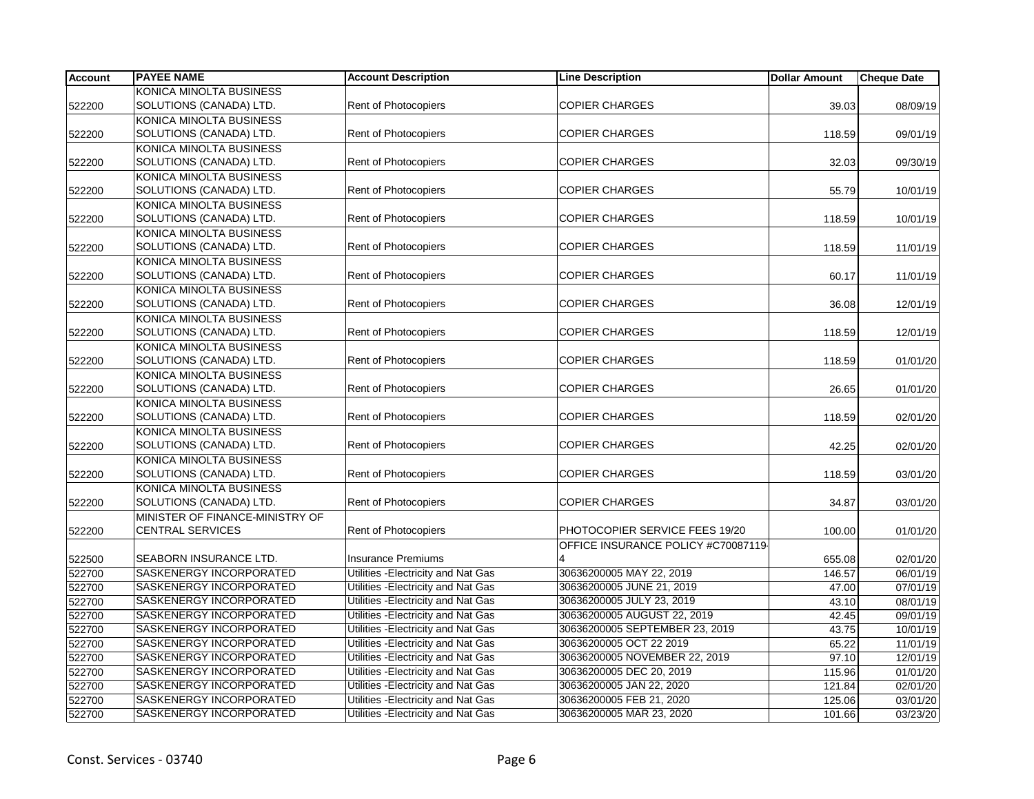| Account | PAYEE NAME | Account Description | Line Description | Dollar Amount | Cheque Date |
|---|---|---|---|---|---|
| 522200 | KONICA MINOLTA BUSINESS SOLUTIONS (CANADA) LTD. | Rent of Photocopiers | COPIER CHARGES | 39.03 | 08/09/19 |
| 522200 | KONICA MINOLTA BUSINESS SOLUTIONS (CANADA) LTD. | Rent of Photocopiers | COPIER CHARGES | 118.59 | 09/01/19 |
| 522200 | KONICA MINOLTA BUSINESS SOLUTIONS (CANADA) LTD. | Rent of Photocopiers | COPIER CHARGES | 32.03 | 09/30/19 |
| 522200 | KONICA MINOLTA BUSINESS SOLUTIONS (CANADA) LTD. | Rent of Photocopiers | COPIER CHARGES | 55.79 | 10/01/19 |
| 522200 | KONICA MINOLTA BUSINESS SOLUTIONS (CANADA) LTD. | Rent of Photocopiers | COPIER CHARGES | 118.59 | 10/01/19 |
| 522200 | KONICA MINOLTA BUSINESS SOLUTIONS (CANADA) LTD. | Rent of Photocopiers | COPIER CHARGES | 118.59 | 11/01/19 |
| 522200 | KONICA MINOLTA BUSINESS SOLUTIONS (CANADA) LTD. | Rent of Photocopiers | COPIER CHARGES | 60.17 | 11/01/19 |
| 522200 | KONICA MINOLTA BUSINESS SOLUTIONS (CANADA) LTD. | Rent of Photocopiers | COPIER CHARGES | 36.08 | 12/01/19 |
| 522200 | KONICA MINOLTA BUSINESS SOLUTIONS (CANADA) LTD. | Rent of Photocopiers | COPIER CHARGES | 118.59 | 12/01/19 |
| 522200 | KONICA MINOLTA BUSINESS SOLUTIONS (CANADA) LTD. | Rent of Photocopiers | COPIER CHARGES | 118.59 | 01/01/20 |
| 522200 | KONICA MINOLTA BUSINESS SOLUTIONS (CANADA) LTD. | Rent of Photocopiers | COPIER CHARGES | 26.65 | 01/01/20 |
| 522200 | KONICA MINOLTA BUSINESS SOLUTIONS (CANADA) LTD. | Rent of Photocopiers | COPIER CHARGES | 118.59 | 02/01/20 |
| 522200 | KONICA MINOLTA BUSINESS SOLUTIONS (CANADA) LTD. | Rent of Photocopiers | COPIER CHARGES | 42.25 | 02/01/20 |
| 522200 | KONICA MINOLTA BUSINESS SOLUTIONS (CANADA) LTD. | Rent of Photocopiers | COPIER CHARGES | 118.59 | 03/01/20 |
| 522200 | KONICA MINOLTA BUSINESS SOLUTIONS (CANADA) LTD. | Rent of Photocopiers | COPIER CHARGES | 34.87 | 03/01/20 |
| 522200 | MINISTER OF FINANCE-MINISTRY OF CENTRAL SERVICES | Rent of Photocopiers | PHOTOCOPIER SERVICE FEES 19/20 | 100.00 | 01/01/20 |
| 522500 | SEABORN INSURANCE LTD. | Insurance Premiums | OFFICE INSURANCE POLICY #C70087119-4 | 655.08 | 02/01/20 |
| 522700 | SASKENERGY INCORPORATED | Utilities -Electricity and Nat Gas | 30636200005 MAY 22, 2019 | 146.57 | 06/01/19 |
| 522700 | SASKENERGY INCORPORATED | Utilities -Electricity and Nat Gas | 30636200005 JUNE 21, 2019 | 47.00 | 07/01/19 |
| 522700 | SASKENERGY INCORPORATED | Utilities -Electricity and Nat Gas | 30636200005 JULY 23, 2019 | 43.10 | 08/01/19 |
| 522700 | SASKENERGY INCORPORATED | Utilities -Electricity and Nat Gas | 30636200005 AUGUST 22, 2019 | 42.45 | 09/01/19 |
| 522700 | SASKENERGY INCORPORATED | Utilities -Electricity and Nat Gas | 30636200005 SEPTEMBER 23, 2019 | 43.75 | 10/01/19 |
| 522700 | SASKENERGY INCORPORATED | Utilities -Electricity and Nat Gas | 30636200005 OCT 22 2019 | 65.22 | 11/01/19 |
| 522700 | SASKENERGY INCORPORATED | Utilities -Electricity and Nat Gas | 30636200005 NOVEMBER 22, 2019 | 97.10 | 12/01/19 |
| 522700 | SASKENERGY INCORPORATED | Utilities -Electricity and Nat Gas | 30636200005 DEC 20, 2019 | 115.96 | 01/01/20 |
| 522700 | SASKENERGY INCORPORATED | Utilities -Electricity and Nat Gas | 30636200005 JAN 22, 2020 | 121.84 | 02/01/20 |
| 522700 | SASKENERGY INCORPORATED | Utilities -Electricity and Nat Gas | 30636200005 FEB 21, 2020 | 125.06 | 03/01/20 |
| 522700 | SASKENERGY INCORPORATED | Utilities -Electricity and Nat Gas | 30636200005 MAR 23, 2020 | 101.66 | 03/23/20 |

Const. Services - 03740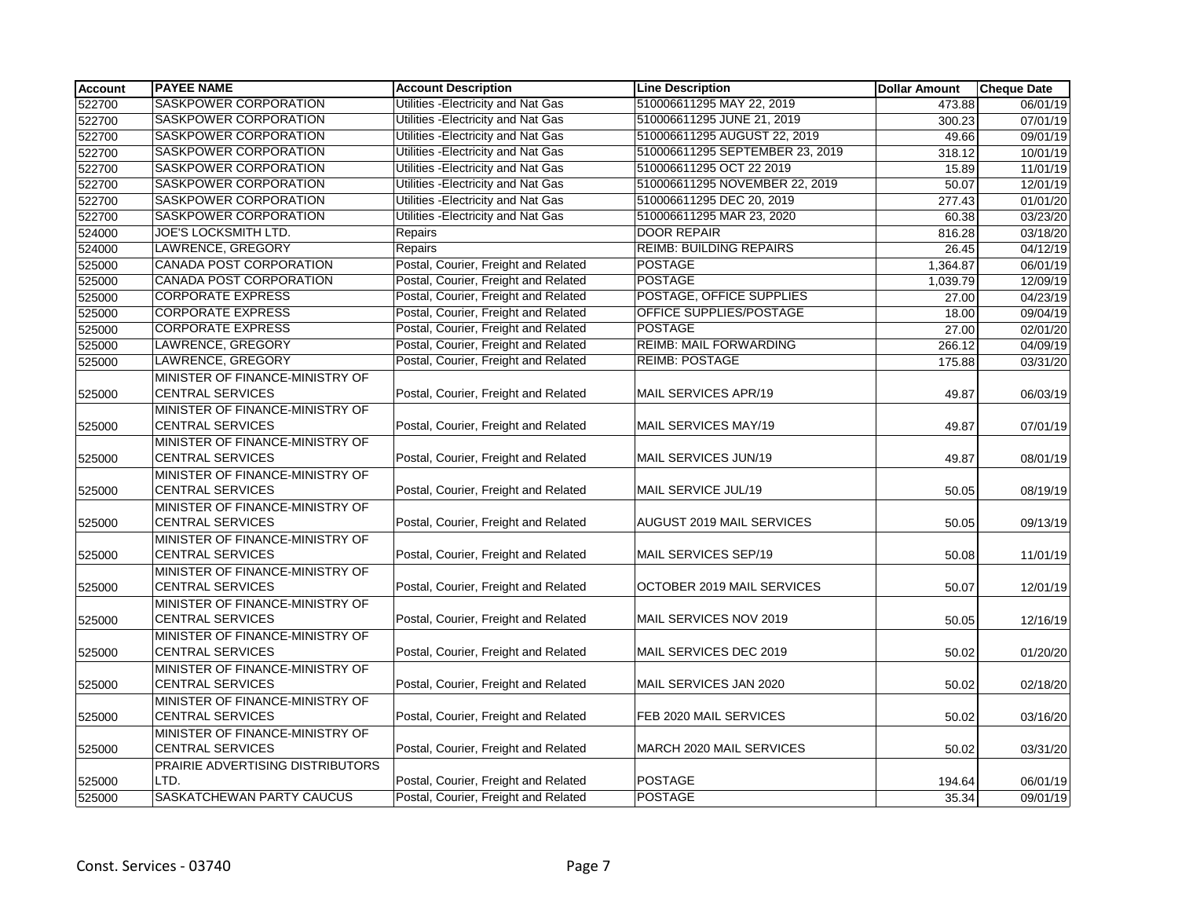| Account | PAYEE NAME | Account Description | Line Description | Dollar Amount | Cheque Date |
|---|---|---|---|---|---|
| 522700 | SASKPOWER CORPORATION | Utilities -Electricity and Nat Gas | 510006611295 MAY 22, 2019 | 473.88 | 06/01/19 |
| 522700 | SASKPOWER CORPORATION | Utilities -Electricity and Nat Gas | 510006611295 JUNE 21, 2019 | 300.23 | 07/01/19 |
| 522700 | SASKPOWER CORPORATION | Utilities -Electricity and Nat Gas | 510006611295 AUGUST 22, 2019 | 49.66 | 09/01/19 |
| 522700 | SASKPOWER CORPORATION | Utilities -Electricity and Nat Gas | 510006611295 SEPTEMBER 23, 2019 | 318.12 | 10/01/19 |
| 522700 | SASKPOWER CORPORATION | Utilities -Electricity and Nat Gas | 510006611295 OCT 22 2019 | 15.89 | 11/01/19 |
| 522700 | SASKPOWER CORPORATION | Utilities -Electricity and Nat Gas | 510006611295 NOVEMBER 22, 2019 | 50.07 | 12/01/19 |
| 522700 | SASKPOWER CORPORATION | Utilities -Electricity and Nat Gas | 510006611295 DEC 20, 2019 | 277.43 | 01/01/20 |
| 522700 | SASKPOWER CORPORATION | Utilities -Electricity and Nat Gas | 510006611295 MAR 23, 2020 | 60.38 | 03/23/20 |
| 524000 | JOE'S LOCKSMITH LTD. | Repairs | DOOR REPAIR | 816.28 | 03/18/20 |
| 524000 | LAWRENCE, GREGORY | Repairs | REIMB: BUILDING REPAIRS | 26.45 | 04/12/19 |
| 525000 | CANADA POST CORPORATION | Postal, Courier, Freight and Related | POSTAGE | 1,364.87 | 06/01/19 |
| 525000 | CANADA POST CORPORATION | Postal, Courier, Freight and Related | POSTAGE | 1,039.79 | 12/09/19 |
| 525000 | CORPORATE EXPRESS | Postal, Courier, Freight and Related | POSTAGE, OFFICE SUPPLIES | 27.00 | 04/23/19 |
| 525000 | CORPORATE EXPRESS | Postal, Courier, Freight and Related | OFFICE SUPPLIES/POSTAGE | 18.00 | 09/04/19 |
| 525000 | CORPORATE EXPRESS | Postal, Courier, Freight and Related | POSTAGE | 27.00 | 02/01/20 |
| 525000 | LAWRENCE, GREGORY | Postal, Courier, Freight and Related | REIMB: MAIL FORWARDING | 266.12 | 04/09/19 |
| 525000 | LAWRENCE, GREGORY | Postal, Courier, Freight and Related | REIMB: POSTAGE | 175.88 | 03/31/20 |
| 525000 | MINISTER OF FINANCE-MINISTRY OF CENTRAL SERVICES | Postal, Courier, Freight and Related | MAIL SERVICES APR/19 | 49.87 | 06/03/19 |
| 525000 | MINISTER OF FINANCE-MINISTRY OF CENTRAL SERVICES | Postal, Courier, Freight and Related | MAIL SERVICES MAY/19 | 49.87 | 07/01/19 |
| 525000 | MINISTER OF FINANCE-MINISTRY OF CENTRAL SERVICES | Postal, Courier, Freight and Related | MAIL SERVICES JUN/19 | 49.87 | 08/01/19 |
| 525000 | MINISTER OF FINANCE-MINISTRY OF CENTRAL SERVICES | Postal, Courier, Freight and Related | MAIL SERVICE JUL/19 | 50.05 | 08/19/19 |
| 525000 | MINISTER OF FINANCE-MINISTRY OF CENTRAL SERVICES | Postal, Courier, Freight and Related | AUGUST 2019 MAIL SERVICES | 50.05 | 09/13/19 |
| 525000 | MINISTER OF FINANCE-MINISTRY OF CENTRAL SERVICES | Postal, Courier, Freight and Related | MAIL SERVICES SEP/19 | 50.08 | 11/01/19 |
| 525000 | MINISTER OF FINANCE-MINISTRY OF CENTRAL SERVICES | Postal, Courier, Freight and Related | OCTOBER 2019 MAIL SERVICES | 50.07 | 12/01/19 |
| 525000 | MINISTER OF FINANCE-MINISTRY OF CENTRAL SERVICES | Postal, Courier, Freight and Related | MAIL SERVICES NOV 2019 | 50.05 | 12/16/19 |
| 525000 | MINISTER OF FINANCE-MINISTRY OF CENTRAL SERVICES | Postal, Courier, Freight and Related | MAIL SERVICES DEC 2019 | 50.02 | 01/20/20 |
| 525000 | MINISTER OF FINANCE-MINISTRY OF CENTRAL SERVICES | Postal, Courier, Freight and Related | MAIL SERVICES JAN 2020 | 50.02 | 02/18/20 |
| 525000 | MINISTER OF FINANCE-MINISTRY OF CENTRAL SERVICES | Postal, Courier, Freight and Related | FEB 2020 MAIL SERVICES | 50.02 | 03/16/20 |
| 525000 | MINISTER OF FINANCE-MINISTRY OF CENTRAL SERVICES | Postal, Courier, Freight and Related | MARCH 2020 MAIL SERVICES | 50.02 | 03/31/20 |
| 525000 | PRAIRIE ADVERTISING DISTRIBUTORS LTD. | Postal, Courier, Freight and Related | POSTAGE | 194.64 | 06/01/19 |
| 525000 | SASKATCHEWAN PARTY CAUCUS | Postal, Courier, Freight and Related | POSTAGE | 35.34 | 09/01/19 |

Const. Services - 03740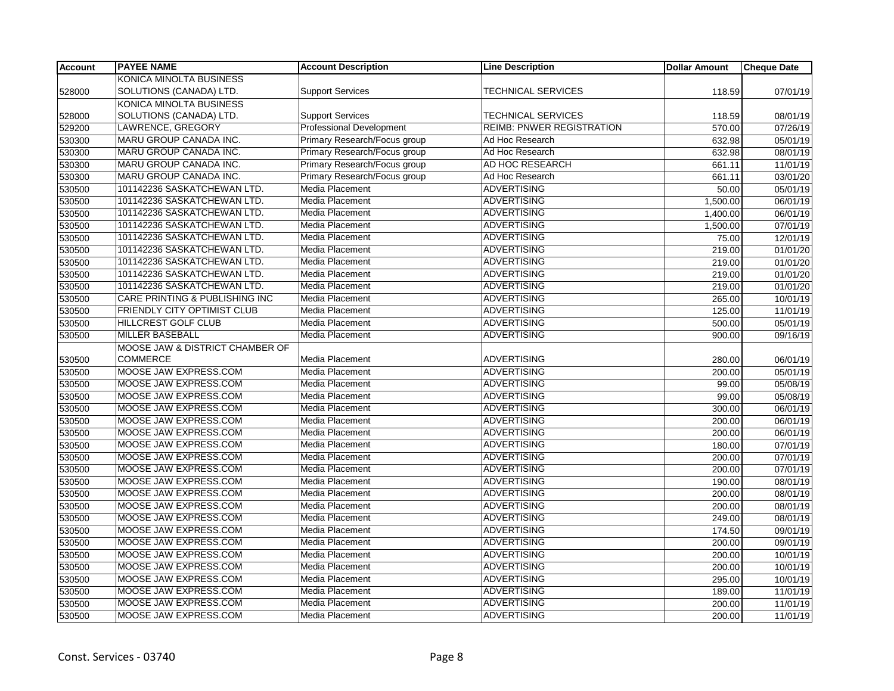| Account | PAYEE NAME | Account Description | Line Description | Dollar Amount | Cheque Date |
|---|---|---|---|---|---|
| 528000 | KONICA MINOLTA BUSINESS SOLUTIONS (CANADA) LTD. | Support Services | TECHNICAL SERVICES | 118.59 | 07/01/19 |
| 528000 | KONICA MINOLTA BUSINESS SOLUTIONS (CANADA) LTD. | Support Services | TECHNICAL SERVICES | 118.59 | 08/01/19 |
| 529200 | LAWRENCE, GREGORY | Professional Development | REIMB: PNWER REGISTRATION | 570.00 | 07/26/19 |
| 530300 | MARU GROUP CANADA INC. | Primary Research/Focus group | Ad Hoc Research | 632.98 | 05/01/19 |
| 530300 | MARU GROUP CANADA INC. | Primary Research/Focus group | Ad Hoc Research | 632.98 | 08/01/19 |
| 530300 | MARU GROUP CANADA INC. | Primary Research/Focus group | AD HOC RESEARCH | 661.11 | 11/01/19 |
| 530300 | MARU GROUP CANADA INC. | Primary Research/Focus group | Ad Hoc Research | 661.11 | 03/01/20 |
| 530500 | 101142236 SASKATCHEWAN LTD. | Media Placement | ADVERTISING | 50.00 | 05/01/19 |
| 530500 | 101142236 SASKATCHEWAN LTD. | Media Placement | ADVERTISING | 1,500.00 | 06/01/19 |
| 530500 | 101142236 SASKATCHEWAN LTD. | Media Placement | ADVERTISING | 1,400.00 | 06/01/19 |
| 530500 | 101142236 SASKATCHEWAN LTD. | Media Placement | ADVERTISING | 1,500.00 | 07/01/19 |
| 530500 | 101142236 SASKATCHEWAN LTD. | Media Placement | ADVERTISING | 75.00 | 12/01/19 |
| 530500 | 101142236 SASKATCHEWAN LTD. | Media Placement | ADVERTISING | 219.00 | 01/01/20 |
| 530500 | 101142236 SASKATCHEWAN LTD. | Media Placement | ADVERTISING | 219.00 | 01/01/20 |
| 530500 | 101142236 SASKATCHEWAN LTD. | Media Placement | ADVERTISING | 219.00 | 01/01/20 |
| 530500 | 101142236 SASKATCHEWAN LTD. | Media Placement | ADVERTISING | 219.00 | 01/01/20 |
| 530500 | CARE PRINTING & PUBLISHING INC | Media Placement | ADVERTISING | 265.00 | 10/01/19 |
| 530500 | FRIENDLY CITY OPTIMIST CLUB | Media Placement | ADVERTISING | 125.00 | 11/01/19 |
| 530500 | HILLCREST GOLF CLUB | Media Placement | ADVERTISING | 500.00 | 05/01/19 |
| 530500 | MILLER BASEBALL | Media Placement | ADVERTISING | 900.00 | 09/16/19 |
| 530500 | MOOSE JAW & DISTRICT CHAMBER OF COMMERCE | Media Placement | ADVERTISING | 280.00 | 06/01/19 |
| 530500 | MOOSE JAW EXPRESS.COM | Media Placement | ADVERTISING | 200.00 | 05/01/19 |
| 530500 | MOOSE JAW EXPRESS.COM | Media Placement | ADVERTISING | 99.00 | 05/08/19 |
| 530500 | MOOSE JAW EXPRESS.COM | Media Placement | ADVERTISING | 99.00 | 05/08/19 |
| 530500 | MOOSE JAW EXPRESS.COM | Media Placement | ADVERTISING | 300.00 | 06/01/19 |
| 530500 | MOOSE JAW EXPRESS.COM | Media Placement | ADVERTISING | 200.00 | 06/01/19 |
| 530500 | MOOSE JAW EXPRESS.COM | Media Placement | ADVERTISING | 200.00 | 06/01/19 |
| 530500 | MOOSE JAW EXPRESS.COM | Media Placement | ADVERTISING | 180.00 | 07/01/19 |
| 530500 | MOOSE JAW EXPRESS.COM | Media Placement | ADVERTISING | 200.00 | 07/01/19 |
| 530500 | MOOSE JAW EXPRESS.COM | Media Placement | ADVERTISING | 200.00 | 07/01/19 |
| 530500 | MOOSE JAW EXPRESS.COM | Media Placement | ADVERTISING | 190.00 | 08/01/19 |
| 530500 | MOOSE JAW EXPRESS.COM | Media Placement | ADVERTISING | 200.00 | 08/01/19 |
| 530500 | MOOSE JAW EXPRESS.COM | Media Placement | ADVERTISING | 200.00 | 08/01/19 |
| 530500 | MOOSE JAW EXPRESS.COM | Media Placement | ADVERTISING | 249.00 | 08/01/19 |
| 530500 | MOOSE JAW EXPRESS.COM | Media Placement | ADVERTISING | 174.50 | 09/01/19 |
| 530500 | MOOSE JAW EXPRESS.COM | Media Placement | ADVERTISING | 200.00 | 09/01/19 |
| 530500 | MOOSE JAW EXPRESS.COM | Media Placement | ADVERTISING | 200.00 | 10/01/19 |
| 530500 | MOOSE JAW EXPRESS.COM | Media Placement | ADVERTISING | 200.00 | 10/01/19 |
| 530500 | MOOSE JAW EXPRESS.COM | Media Placement | ADVERTISING | 295.00 | 10/01/19 |
| 530500 | MOOSE JAW EXPRESS.COM | Media Placement | ADVERTISING | 189.00 | 11/01/19 |
| 530500 | MOOSE JAW EXPRESS.COM | Media Placement | ADVERTISING | 200.00 | 11/01/19 |
| 530500 | MOOSE JAW EXPRESS.COM | Media Placement | ADVERTISING | 200.00 | 11/01/19 |

Const. Services - 03740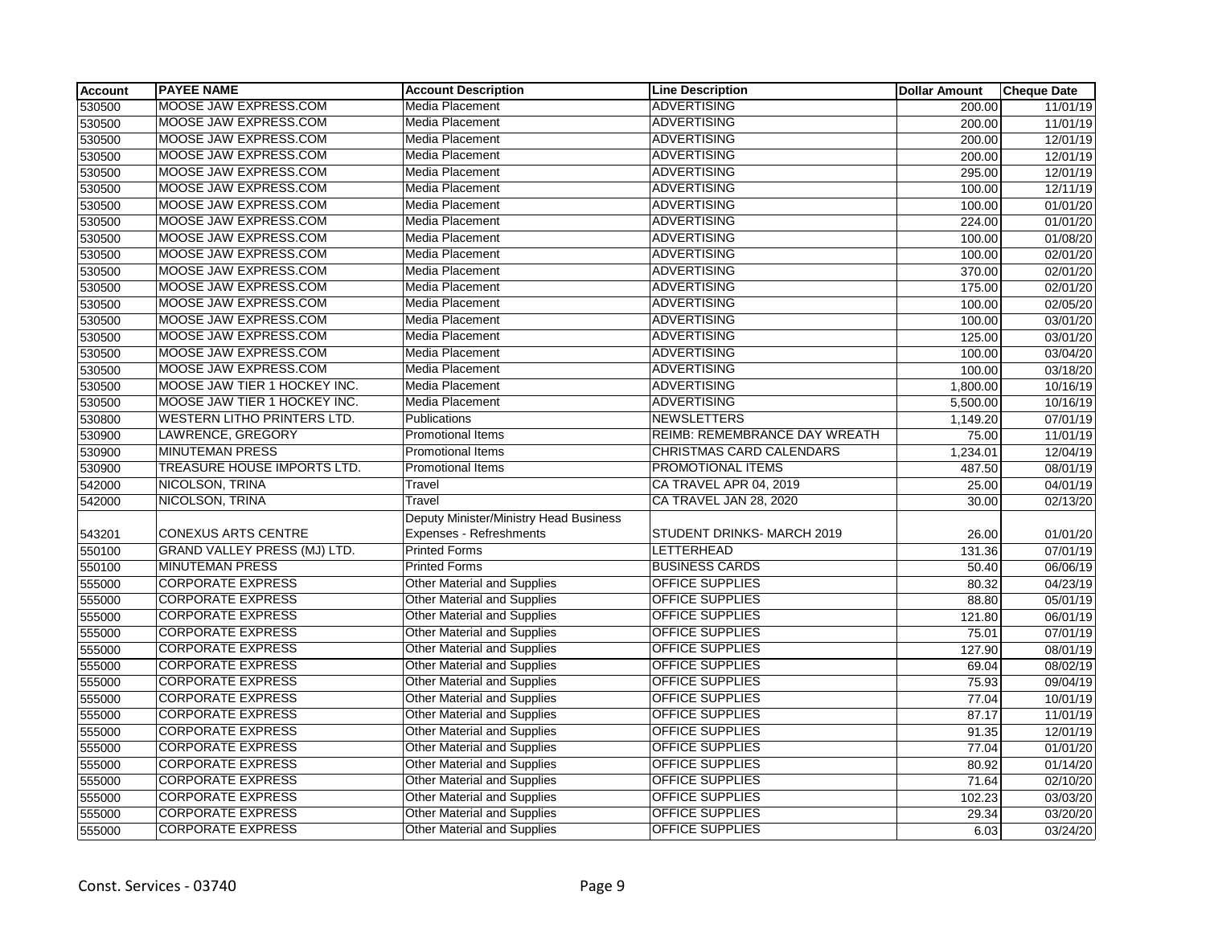| Account | PAYEE NAME | Account Description | Line Description | Dollar Amount | Cheque Date |
| --- | --- | --- | --- | --- | --- |
| 530500 | MOOSE JAW EXPRESS.COM | Media Placement | ADVERTISING | 200.00 | 11/01/19 |
| 530500 | MOOSE JAW EXPRESS.COM | Media Placement | ADVERTISING | 200.00 | 11/01/19 |
| 530500 | MOOSE JAW EXPRESS.COM | Media Placement | ADVERTISING | 200.00 | 12/01/19 |
| 530500 | MOOSE JAW EXPRESS.COM | Media Placement | ADVERTISING | 200.00 | 12/01/19 |
| 530500 | MOOSE JAW EXPRESS.COM | Media Placement | ADVERTISING | 295.00 | 12/01/19 |
| 530500 | MOOSE JAW EXPRESS.COM | Media Placement | ADVERTISING | 100.00 | 12/11/19 |
| 530500 | MOOSE JAW EXPRESS.COM | Media Placement | ADVERTISING | 100.00 | 01/01/20 |
| 530500 | MOOSE JAW EXPRESS.COM | Media Placement | ADVERTISING | 224.00 | 01/01/20 |
| 530500 | MOOSE JAW EXPRESS.COM | Media Placement | ADVERTISING | 100.00 | 01/08/20 |
| 530500 | MOOSE JAW EXPRESS.COM | Media Placement | ADVERTISING | 100.00 | 02/01/20 |
| 530500 | MOOSE JAW EXPRESS.COM | Media Placement | ADVERTISING | 370.00 | 02/01/20 |
| 530500 | MOOSE JAW EXPRESS.COM | Media Placement | ADVERTISING | 175.00 | 02/01/20 |
| 530500 | MOOSE JAW EXPRESS.COM | Media Placement | ADVERTISING | 100.00 | 02/05/20 |
| 530500 | MOOSE JAW EXPRESS.COM | Media Placement | ADVERTISING | 100.00 | 03/01/20 |
| 530500 | MOOSE JAW EXPRESS.COM | Media Placement | ADVERTISING | 125.00 | 03/01/20 |
| 530500 | MOOSE JAW EXPRESS.COM | Media Placement | ADVERTISING | 100.00 | 03/04/20 |
| 530500 | MOOSE JAW EXPRESS.COM | Media Placement | ADVERTISING | 100.00 | 03/18/20 |
| 530500 | MOOSE JAW TIER 1 HOCKEY INC. | Media Placement | ADVERTISING | 1,800.00 | 10/16/19 |
| 530500 | MOOSE JAW TIER 1 HOCKEY INC. | Media Placement | ADVERTISING | 5,500.00 | 10/16/19 |
| 530800 | WESTERN LITHO PRINTERS LTD. | Publications | NEWSLETTERS | 1,149.20 | 07/01/19 |
| 530900 | LAWRENCE, GREGORY | Promotional Items | REIMB: REMEMBRANCE DAY WREATH | 75.00 | 11/01/19 |
| 530900 | MINUTEMAN PRESS | Promotional Items | CHRISTMAS CARD CALENDARS | 1,234.01 | 12/04/19 |
| 530900 | TREASURE HOUSE IMPORTS LTD. | Promotional Items | PROMOTIONAL ITEMS | 487.50 | 08/01/19 |
| 542000 | NICOLSON, TRINA | Travel | CA TRAVEL APR 04, 2019 | 25.00 | 04/01/19 |
| 542000 | NICOLSON, TRINA | Travel | CA TRAVEL JAN 28, 2020 | 30.00 | 02/13/20 |
| 543201 | CONEXUS ARTS CENTRE | Deputy Minister/Ministry Head Business Expenses - Refreshments | STUDENT DRINKS- MARCH 2019 | 26.00 | 01/01/20 |
| 550100 | GRAND VALLEY PRESS (MJ) LTD. | Printed Forms | LETTERHEAD | 131.36 | 07/01/19 |
| 550100 | MINUTEMAN PRESS | Printed Forms | BUSINESS CARDS | 50.40 | 06/06/19 |
| 555000 | CORPORATE EXPRESS | Other Material and Supplies | OFFICE SUPPLIES | 80.32 | 04/23/19 |
| 555000 | CORPORATE EXPRESS | Other Material and Supplies | OFFICE SUPPLIES | 88.80 | 05/01/19 |
| 555000 | CORPORATE EXPRESS | Other Material and Supplies | OFFICE SUPPLIES | 121.80 | 06/01/19 |
| 555000 | CORPORATE EXPRESS | Other Material and Supplies | OFFICE SUPPLIES | 75.01 | 07/01/19 |
| 555000 | CORPORATE EXPRESS | Other Material and Supplies | OFFICE SUPPLIES | 127.90 | 08/01/19 |
| 555000 | CORPORATE EXPRESS | Other Material and Supplies | OFFICE SUPPLIES | 69.04 | 08/02/19 |
| 555000 | CORPORATE EXPRESS | Other Material and Supplies | OFFICE SUPPLIES | 75.93 | 09/04/19 |
| 555000 | CORPORATE EXPRESS | Other Material and Supplies | OFFICE SUPPLIES | 77.04 | 10/01/19 |
| 555000 | CORPORATE EXPRESS | Other Material and Supplies | OFFICE SUPPLIES | 87.17 | 11/01/19 |
| 555000 | CORPORATE EXPRESS | Other Material and Supplies | OFFICE SUPPLIES | 91.35 | 12/01/19 |
| 555000 | CORPORATE EXPRESS | Other Material and Supplies | OFFICE SUPPLIES | 77.04 | 01/01/20 |
| 555000 | CORPORATE EXPRESS | Other Material and Supplies | OFFICE SUPPLIES | 80.92 | 01/14/20 |
| 555000 | CORPORATE EXPRESS | Other Material and Supplies | OFFICE SUPPLIES | 71.64 | 02/10/20 |
| 555000 | CORPORATE EXPRESS | Other Material and Supplies | OFFICE SUPPLIES | 102.23 | 03/03/20 |
| 555000 | CORPORATE EXPRESS | Other Material and Supplies | OFFICE SUPPLIES | 29.34 | 03/20/20 |
| 555000 | CORPORATE EXPRESS | Other Material and Supplies | OFFICE SUPPLIES | 6.03 | 03/24/20 |

Const. Services - 03740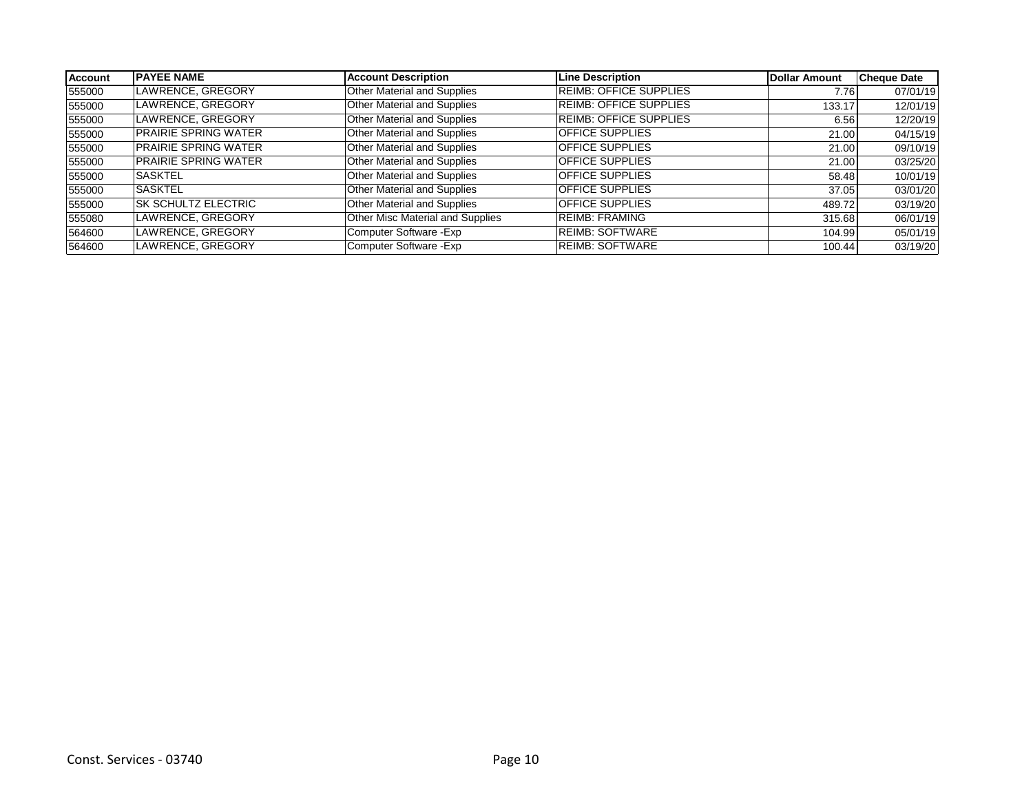| Account | PAYEE NAME | Account Description | Line Description | Dollar Amount | Cheque Date |
|---|---|---|---|---|---|
| 555000 | LAWRENCE, GREGORY | Other Material and Supplies | REIMB: OFFICE SUPPLIES | 7.76 | 07/01/19 |
| 555000 | LAWRENCE, GREGORY | Other Material and Supplies | REIMB: OFFICE SUPPLIES | 133.17 | 12/01/19 |
| 555000 | LAWRENCE, GREGORY | Other Material and Supplies | REIMB: OFFICE SUPPLIES | 6.56 | 12/20/19 |
| 555000 | PRAIRIE SPRING WATER | Other Material and Supplies | OFFICE SUPPLIES | 21.00 | 04/15/19 |
| 555000 | PRAIRIE SPRING WATER | Other Material and Supplies | OFFICE SUPPLIES | 21.00 | 09/10/19 |
| 555000 | PRAIRIE SPRING WATER | Other Material and Supplies | OFFICE SUPPLIES | 21.00 | 03/25/20 |
| 555000 | SASKTEL | Other Material and Supplies | OFFICE SUPPLIES | 58.48 | 10/01/19 |
| 555000 | SASKTEL | Other Material and Supplies | OFFICE SUPPLIES | 37.05 | 03/01/20 |
| 555000 | SK SCHULTZ ELECTRIC | Other Material and Supplies | OFFICE SUPPLIES | 489.72 | 03/19/20 |
| 555080 | LAWRENCE, GREGORY | Other Misc Material and Supplies | REIMB: FRAMING | 315.68 | 06/01/19 |
| 564600 | LAWRENCE, GREGORY | Computer Software -Exp | REIMB: SOFTWARE | 104.99 | 05/01/19 |
| 564600 | LAWRENCE, GREGORY | Computer Software -Exp | REIMB: SOFTWARE | 100.44 | 03/19/20 |

Const. Services - 03740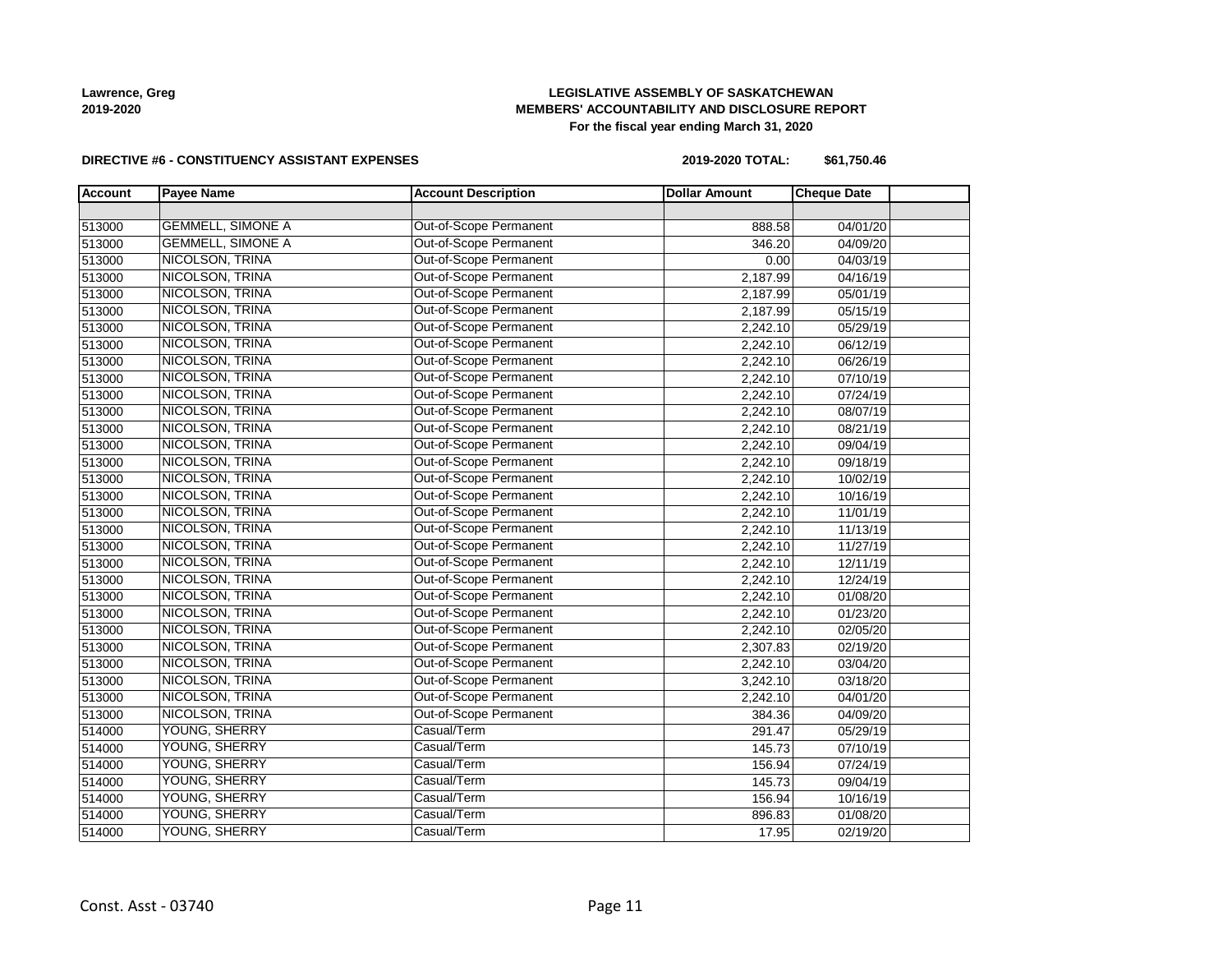**Lawrence, Greg**
**2019-2020**

**LEGISLATIVE ASSEMBLY OF SASKATCHEWAN**
**MEMBERS' ACCOUNTABILITY AND DISCLOSURE REPORT**
**For the fiscal year ending March 31, 2020**

**DIRECTIVE #6 - CONSTITUENCY ASSISTANT EXPENSES**

**2019-2020 TOTAL: $61,750.46**

| Account | Payee Name | Account Description | Dollar Amount | Cheque Date | |
|---|---|---|---|---|---|
| | | | | | |
| 513000 | GEMMELL, SIMONE A | Out-of-Scope Permanent | 888.58 | 04/01/20 | |
| 513000 | GEMMELL, SIMONE A | Out-of-Scope Permanent | 346.20 | 04/09/20 | |
| 513000 | NICOLSON, TRINA | Out-of-Scope Permanent | 0.00 | 04/03/19 | |
| 513000 | NICOLSON, TRINA | Out-of-Scope Permanent | 2,187.99 | 04/16/19 | |
| 513000 | NICOLSON, TRINA | Out-of-Scope Permanent | 2,187.99 | 05/01/19 | |
| 513000 | NICOLSON, TRINA | Out-of-Scope Permanent | 2,187.99 | 05/15/19 | |
| 513000 | NICOLSON, TRINA | Out-of-Scope Permanent | 2,242.10 | 05/29/19 | |
| 513000 | NICOLSON, TRINA | Out-of-Scope Permanent | 2,242.10 | 06/12/19 | |
| 513000 | NICOLSON, TRINA | Out-of-Scope Permanent | 2,242.10 | 06/26/19 | |
| 513000 | NICOLSON, TRINA | Out-of-Scope Permanent | 2,242.10 | 07/10/19 | |
| 513000 | NICOLSON, TRINA | Out-of-Scope Permanent | 2,242.10 | 07/24/19 | |
| 513000 | NICOLSON, TRINA | Out-of-Scope Permanent | 2,242.10 | 08/07/19 | |
| 513000 | NICOLSON, TRINA | Out-of-Scope Permanent | 2,242.10 | 08/21/19 | |
| 513000 | NICOLSON, TRINA | Out-of-Scope Permanent | 2,242.10 | 09/04/19 | |
| 513000 | NICOLSON, TRINA | Out-of-Scope Permanent | 2,242.10 | 09/18/19 | |
| 513000 | NICOLSON, TRINA | Out-of-Scope Permanent | 2,242.10 | 10/02/19 | |
| 513000 | NICOLSON, TRINA | Out-of-Scope Permanent | 2,242.10 | 10/16/19 | |
| 513000 | NICOLSON, TRINA | Out-of-Scope Permanent | 2,242.10 | 11/01/19 | |
| 513000 | NICOLSON, TRINA | Out-of-Scope Permanent | 2,242.10 | 11/13/19 | |
| 513000 | NICOLSON, TRINA | Out-of-Scope Permanent | 2,242.10 | 11/27/19 | |
| 513000 | NICOLSON, TRINA | Out-of-Scope Permanent | 2,242.10 | 12/11/19 | |
| 513000 | NICOLSON, TRINA | Out-of-Scope Permanent | 2,242.10 | 12/24/19 | |
| 513000 | NICOLSON, TRINA | Out-of-Scope Permanent | 2,242.10 | 01/08/20 | |
| 513000 | NICOLSON, TRINA | Out-of-Scope Permanent | 2,242.10 | 01/23/20 | |
| 513000 | NICOLSON, TRINA | Out-of-Scope Permanent | 2,242.10 | 02/05/20 | |
| 513000 | NICOLSON, TRINA | Out-of-Scope Permanent | 2,307.83 | 02/19/20 | |
| 513000 | NICOLSON, TRINA | Out-of-Scope Permanent | 2,242.10 | 03/04/20 | |
| 513000 | NICOLSON, TRINA | Out-of-Scope Permanent | 3,242.10 | 03/18/20 | |
| 513000 | NICOLSON, TRINA | Out-of-Scope Permanent | 2,242.10 | 04/01/20 | |
| 513000 | NICOLSON, TRINA | Out-of-Scope Permanent | 384.36 | 04/09/20 | |
| 514000 | YOUNG, SHERRY | Casual/Term | 291.47 | 05/29/19 | |
| 514000 | YOUNG, SHERRY | Casual/Term | 145.73 | 07/10/19 | |
| 514000 | YOUNG, SHERRY | Casual/Term | 156.94 | 07/24/19 | |
| 514000 | YOUNG, SHERRY | Casual/Term | 145.73 | 09/04/19 | |
| 514000 | YOUNG, SHERRY | Casual/Term | 156.94 | 10/16/19 | |
| 514000 | YOUNG, SHERRY | Casual/Term | 896.83 | 01/08/20 | |
| 514000 | YOUNG, SHERRY | Casual/Term | 17.95 | 02/19/20 | |

Const. Asst - 03740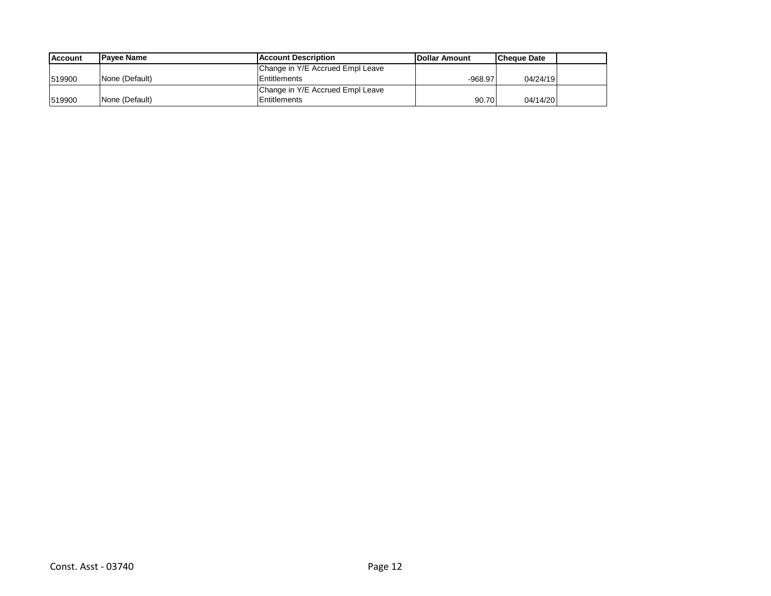| Account | Payee Name | Account Description | Dollar Amount | Cheque Date | |
|---|---|---|---|---|---|
| 519900 | None (Default) | Change in Y/E Accrued Empl Leave Entitlements | -968.97 | 04/24/19 | |
| 519900 | None (Default) | Change in Y/E Accrued Empl Leave Entitlements | 90.70 | 04/14/20 | |

Const. Asst - 03740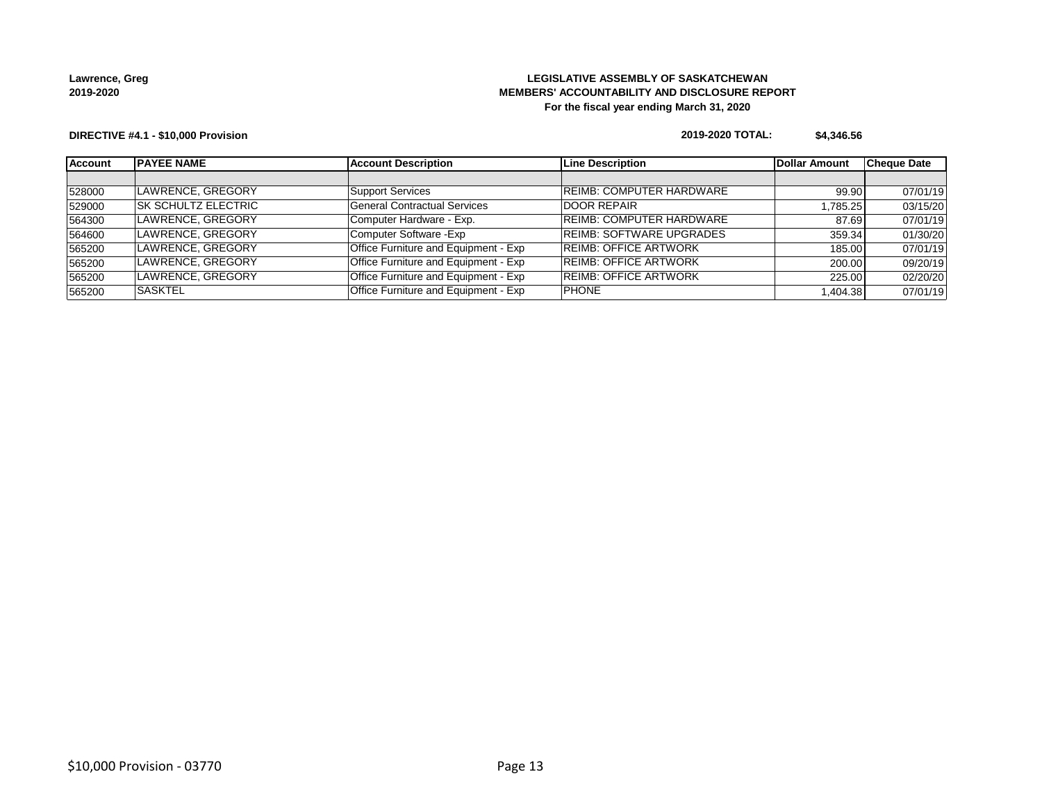**Lawrence, Greg**
**2019-2020**

**LEGISLATIVE ASSEMBLY OF SASKATCHEWAN**
**MEMBERS' ACCOUNTABILITY AND DISCLOSURE REPORT**
**For the fiscal year ending March 31, 2020**

**DIRECTIVE #4.1 - $10,000 Provision**

**2019-2020 TOTAL: $4,346.56**

| Account | PAYEE NAME | Account Description | Line Description | Dollar Amount | Cheque Date |
|---|---|---|---|---|---|
| | | | | | |
| 528000 | LAWRENCE, GREGORY | Support Services | REIMB: COMPUTER HARDWARE | 99.90 | 07/01/19 |
| 529000 | SK SCHULTZ ELECTRIC | General Contractual Services | DOOR REPAIR | 1,785.25 | 03/15/20 |
| 564300 | LAWRENCE, GREGORY | Computer Hardware - Exp. | REIMB: COMPUTER HARDWARE | 87.69 | 07/01/19 |
| 564600 | LAWRENCE, GREGORY | Computer Software -Exp | REIMB: SOFTWARE UPGRADES | 359.34 | 01/30/20 |
| 565200 | LAWRENCE, GREGORY | Office Furniture and Equipment - Exp | REIMB: OFFICE ARTWORK | 185.00 | 07/01/19 |
| 565200 | LAWRENCE, GREGORY | Office Furniture and Equipment - Exp | REIMB: OFFICE ARTWORK | 200.00 | 09/20/19 |
| 565200 | LAWRENCE, GREGORY | Office Furniture and Equipment - Exp | REIMB: OFFICE ARTWORK | 225.00 | 02/20/20 |
| 565200 | SASKTEL | Office Furniture and Equipment - Exp | PHONE | 1,404.38 | 07/01/19 |

$10,000 Provision - 03770